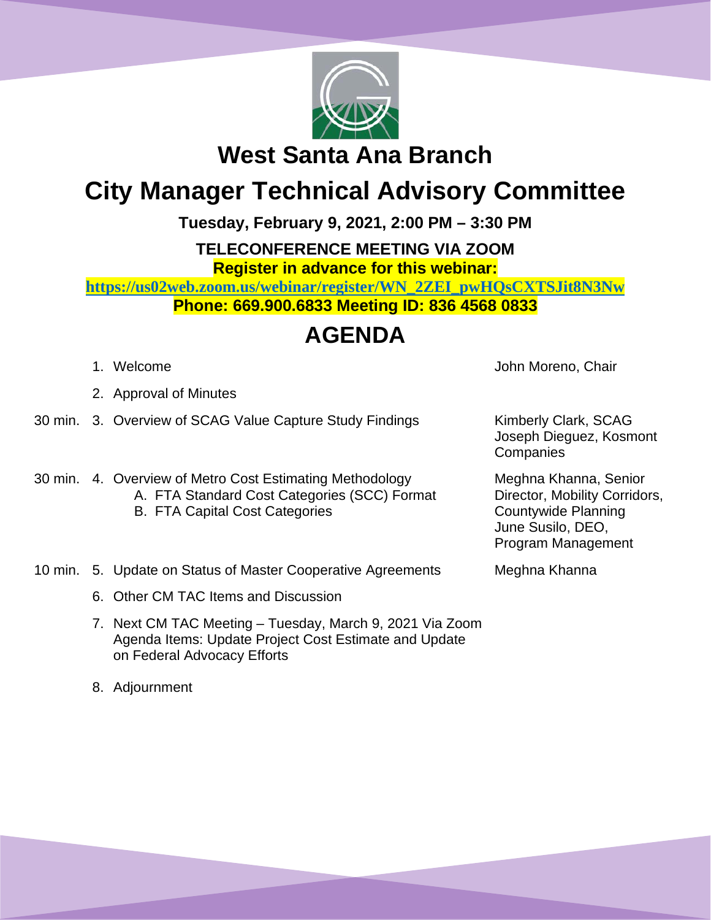# West Santa Ana Branch

# City Manager Technical Advisory Committee

**Tuesday, February 9, 2021, 2:00 PM – 3:30 PM**

**TELECONFERENCE MEETING VIA ZOOM**

**Register in advance for this webinar:**

**https://us02web.zoom.us/webinar/register/WN_2ZEI_pwHQsCXTSJit8N3Nw**

**Phone: 669.900.6833 Meeting ID: 836 4568 0833**

## AGENDA

| Time | Item | Presenter |
|---|---|---|
| | 1. Welcome | John Moreno, Chair |
| | 2. Approval of Minutes | |
| 30 min. | 3. Overview of SCAG Value Capture Study Findings | Kimberly Clark, SCAG<br>Joseph Dieguez, Kosmont Companies |
| 30 min. | 4. Overview of Metro Cost Estimating Methodology<br>A. FTA Standard Cost Categories (SCC) Format<br>B. FTA Capital Cost Categories | Meghna Khanna, Senior Director, Mobility Corridors, Countywide Planning<br>June Susilo, DEO, Program Management |
| 10 min. | 5. Update on Status of Master Cooperative Agreements | Meghna Khanna |
| | 6. Other CM TAC Items and Discussion | |
| | 7. Next CM TAC Meeting – Tuesday, March 9, 2021 Via Zoom<br>Agenda Items: Update Project Cost Estimate and Update on Federal Advocacy Efforts | |
| | 8. Adjournment | |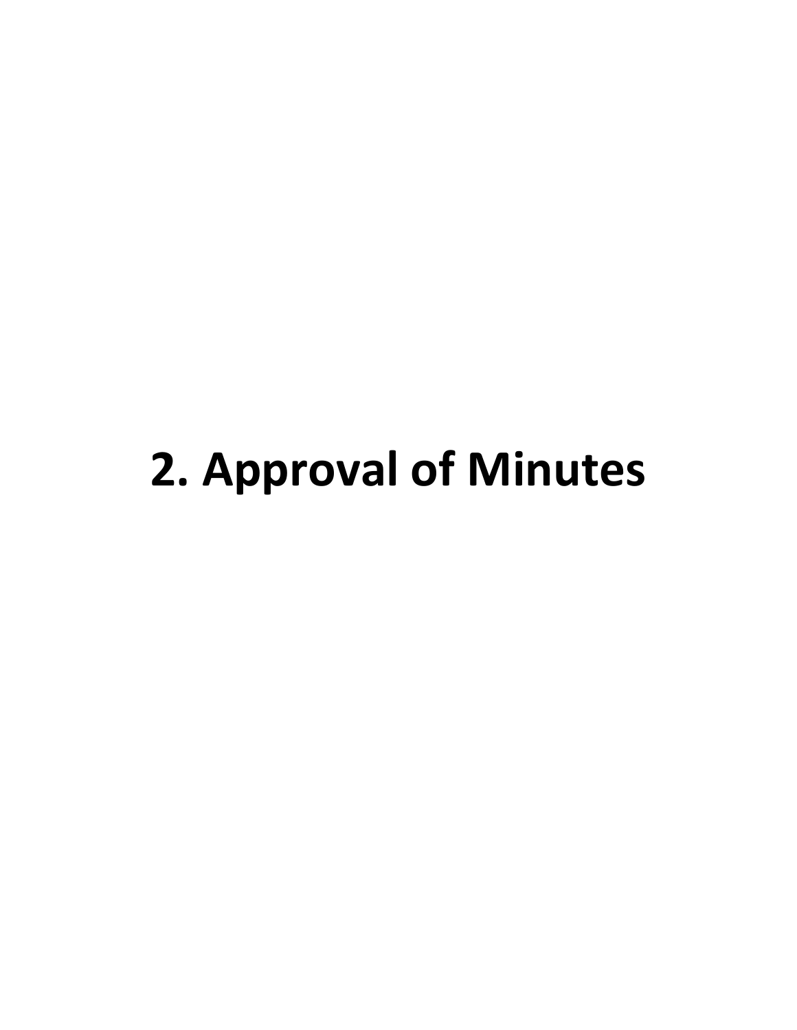# 2. Approval of Minutes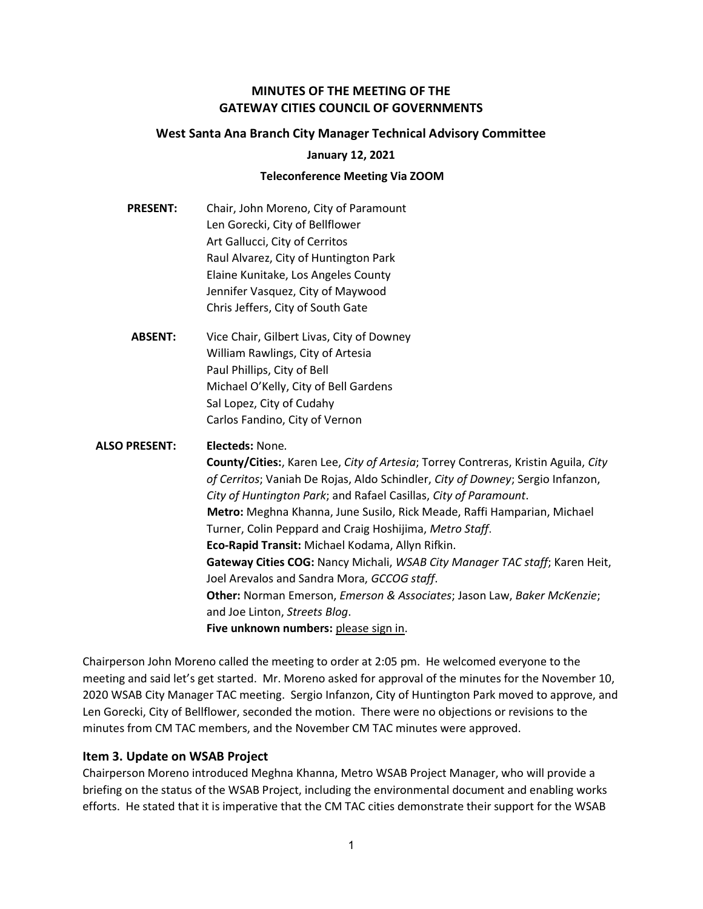# MINUTES OF THE MEETING OF THE GATEWAY CITIES COUNCIL OF GOVERNMENTS

## West Santa Ana Branch City Manager Technical Advisory Committee

**January 12, 2021**

**Teleconference Meeting Via ZOOM**

**PRESENT:**
Chair, John Moreno, City of Paramount
Len Gorecki, City of Bellflower
Art Gallucci, City of Cerritos
Raul Alvarez, City of Huntington Park
Elaine Kunitake, Los Angeles County
Jennifer Vasquez, City of Maywood
Chris Jeffers, City of South Gate

**ABSENT:**
Vice Chair, Gilbert Livas, City of Downey
William Rawlings, City of Artesia
Paul Phillips, City of Bell
Michael O'Kelly, City of Bell Gardens
Sal Lopez, City of Cudahy
Carlos Fandino, City of Vernon

**ALSO PRESENT:**
**Electeds:** None.
**County/Cities:**, Karen Lee, *City of Artesia*; Torrey Contreras, Kristin Aguila, *City of Cerritos*; Vaniah De Rojas, Aldo Schindler, *City of Downey*; Sergio Infanzon, *City of Huntington Park*; and Rafael Casillas, *City of Paramount*.
**Metro:** Meghna Khanna, June Susilo, Rick Meade, Raffi Hamparian, Michael Turner, Colin Peppard and Craig Hoshijima, *Metro Staff*.
**Eco-Rapid Transit:** Michael Kodama, Allyn Rifkin.
**Gateway Cities COG:** Nancy Michali, *WSAB City Manager TAC staff*; Karen Heit, Joel Arevalos and Sandra Mora, *GCCOG staff*.
**Other:** Norman Emerson, *Emerson & Associates*; Jason Law, *Baker McKenzie*; and Joe Linton, *Streets Blog*.
**Five unknown numbers:** please sign in.

Chairperson John Moreno called the meeting to order at 2:05 pm. He welcomed everyone to the meeting and said let's get started. Mr. Moreno asked for approval of the minutes for the November 10, 2020 WSAB City Manager TAC meeting. Sergio Infanzon, City of Huntington Park moved to approve, and Len Gorecki, City of Bellflower, seconded the motion. There were no objections or revisions to the minutes from CM TAC members, and the November CM TAC minutes were approved.

### Item 3. Update on WSAB Project

Chairperson Moreno introduced Meghna Khanna, Metro WSAB Project Manager, who will provide a briefing on the status of the WSAB Project, including the environmental document and enabling works efforts. He stated that it is imperative that the CM TAC cities demonstrate their support for the WSAB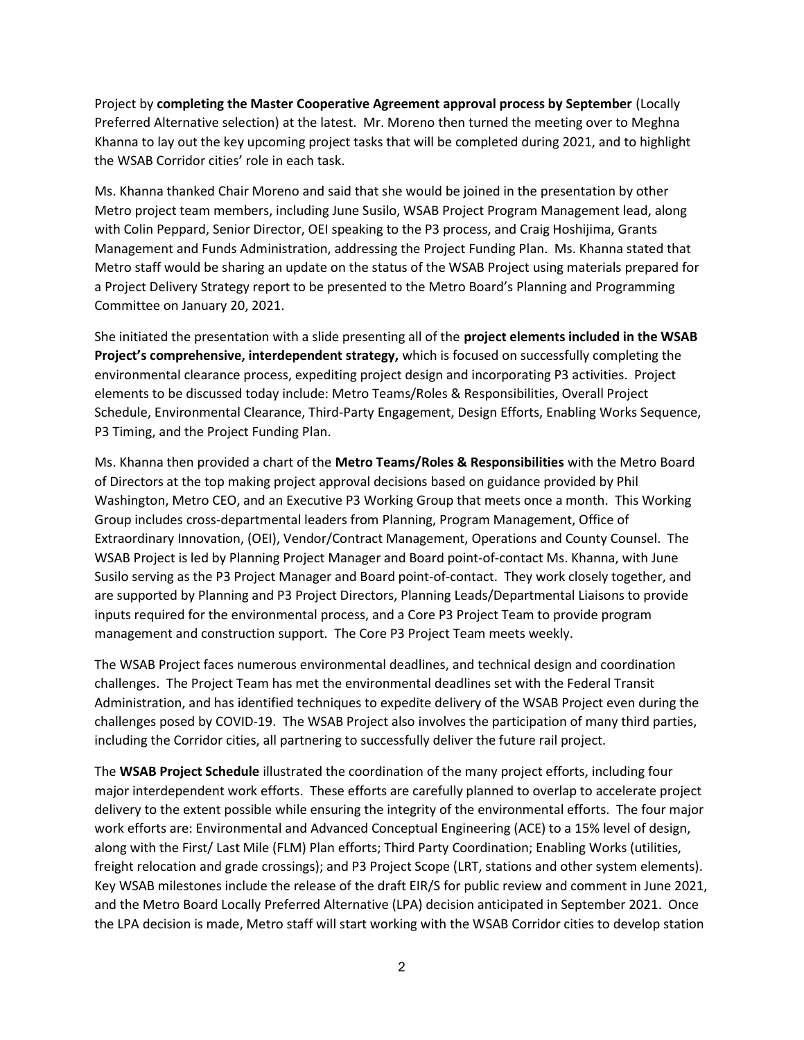Project by **completing the Master Cooperative Agreement approval process by September** (Locally Preferred Alternative selection) at the latest. Mr. Moreno then turned the meeting over to Meghna Khanna to lay out the key upcoming project tasks that will be completed during 2021, and to highlight the WSAB Corridor cities' role in each task.

Ms. Khanna thanked Chair Moreno and said that she would be joined in the presentation by other Metro project team members, including June Susilo, WSAB Project Program Management lead, along with Colin Peppard, Senior Director, OEI speaking to the P3 process, and Craig Hoshijima, Grants Management and Funds Administration, addressing the Project Funding Plan. Ms. Khanna stated that Metro staff would be sharing an update on the status of the WSAB Project using materials prepared for a Project Delivery Strategy report to be presented to the Metro Board's Planning and Programming Committee on January 20, 2021.

She initiated the presentation with a slide presenting all of the **project elements included in the WSAB Project's comprehensive, interdependent strategy,** which is focused on successfully completing the environmental clearance process, expediting project design and incorporating P3 activities. Project elements to be discussed today include: Metro Teams/Roles & Responsibilities, Overall Project Schedule, Environmental Clearance, Third-Party Engagement, Design Efforts, Enabling Works Sequence, P3 Timing, and the Project Funding Plan.

Ms. Khanna then provided a chart of the **Metro Teams/Roles & Responsibilities** with the Metro Board of Directors at the top making project approval decisions based on guidance provided by Phil Washington, Metro CEO, and an Executive P3 Working Group that meets once a month. This Working Group includes cross-departmental leaders from Planning, Program Management, Office of Extraordinary Innovation, (OEI), Vendor/Contract Management, Operations and County Counsel. The WSAB Project is led by Planning Project Manager and Board point-of-contact Ms. Khanna, with June Susilo serving as the P3 Project Manager and Board point-of-contact. They work closely together, and are supported by Planning and P3 Project Directors, Planning Leads/Departmental Liaisons to provide inputs required for the environmental process, and a Core P3 Project Team to provide program management and construction support. The Core P3 Project Team meets weekly.

The WSAB Project faces numerous environmental deadlines, and technical design and coordination challenges. The Project Team has met the environmental deadlines set with the Federal Transit Administration, and has identified techniques to expedite delivery of the WSAB Project even during the challenges posed by COVID-19. The WSAB Project also involves the participation of many third parties, including the Corridor cities, all partnering to successfully deliver the future rail project.

The **WSAB Project Schedule** illustrated the coordination of the many project efforts, including four major interdependent work efforts. These efforts are carefully planned to overlap to accelerate project delivery to the extent possible while ensuring the integrity of the environmental efforts. The four major work efforts are: Environmental and Advanced Conceptual Engineering (ACE) to a 15% level of design, along with the First/ Last Mile (FLM) Plan efforts; Third Party Coordination; Enabling Works (utilities, freight relocation and grade crossings); and P3 Project Scope (LRT, stations and other system elements). Key WSAB milestones include the release of the draft EIR/S for public review and comment in June 2021, and the Metro Board Locally Preferred Alternative (LPA) decision anticipated in September 2021. Once the LPA decision is made, Metro staff will start working with the WSAB Corridor cities to develop station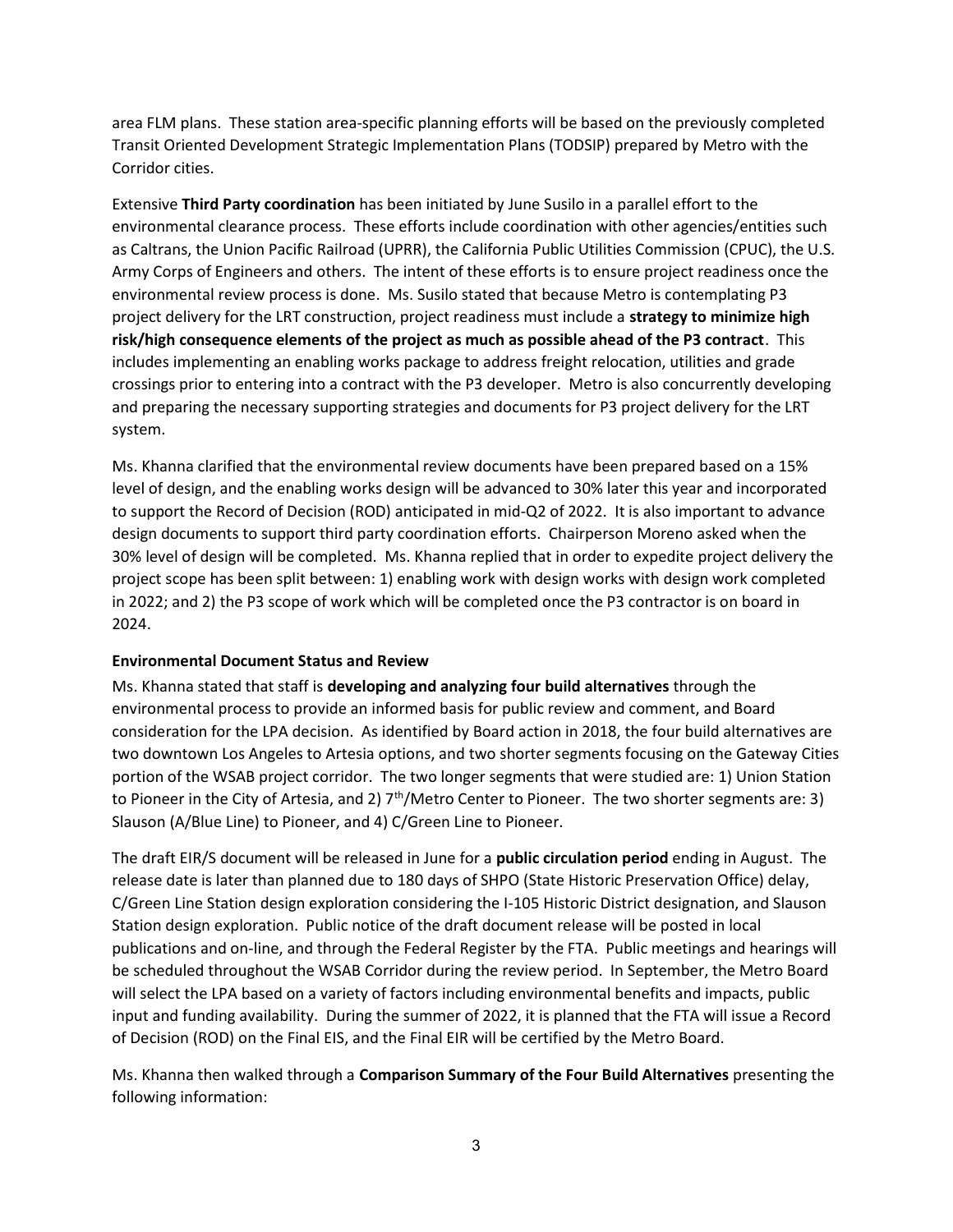area FLM plans. These station area-specific planning efforts will be based on the previously completed Transit Oriented Development Strategic Implementation Plans (TODSIP) prepared by Metro with the Corridor cities.

Extensive **Third Party coordination** has been initiated by June Susilo in a parallel effort to the environmental clearance process. These efforts include coordination with other agencies/entities such as Caltrans, the Union Pacific Railroad (UPRR), the California Public Utilities Commission (CPUC), the U.S. Army Corps of Engineers and others. The intent of these efforts is to ensure project readiness once the environmental review process is done. Ms. Susilo stated that because Metro is contemplating P3 project delivery for the LRT construction, project readiness must include a **strategy to minimize high risk/high consequence elements of the project as much as possible ahead of the P3 contract**. This includes implementing an enabling works package to address freight relocation, utilities and grade crossings prior to entering into a contract with the P3 developer. Metro is also concurrently developing and preparing the necessary supporting strategies and documents for P3 project delivery for the LRT system.

Ms. Khanna clarified that the environmental review documents have been prepared based on a 15% level of design, and the enabling works design will be advanced to 30% later this year and incorporated to support the Record of Decision (ROD) anticipated in mid-Q2 of 2022. It is also important to advance design documents to support third party coordination efforts. Chairperson Moreno asked when the 30% level of design will be completed. Ms. Khanna replied that in order to expedite project delivery the project scope has been split between: 1) enabling work with design works with design work completed in 2022; and 2) the P3 scope of work which will be completed once the P3 contractor is on board in 2024.

**Environmental Document Status and Review**

Ms. Khanna stated that staff is **developing and analyzing four build alternatives** through the environmental process to provide an informed basis for public review and comment, and Board consideration for the LPA decision. As identified by Board action in 2018, the four build alternatives are two downtown Los Angeles to Artesia options, and two shorter segments focusing on the Gateway Cities portion of the WSAB project corridor. The two longer segments that were studied are: 1) Union Station to Pioneer in the City of Artesia, and 2) 7th/Metro Center to Pioneer. The two shorter segments are: 3) Slauson (A/Blue Line) to Pioneer, and 4) C/Green Line to Pioneer.

The draft EIR/S document will be released in June for a **public circulation period** ending in August. The release date is later than planned due to 180 days of SHPO (State Historic Preservation Office) delay, C/Green Line Station design exploration considering the I-105 Historic District designation, and Slauson Station design exploration. Public notice of the draft document release will be posted in local publications and on-line, and through the Federal Register by the FTA. Public meetings and hearings will be scheduled throughout the WSAB Corridor during the review period. In September, the Metro Board will select the LPA based on a variety of factors including environmental benefits and impacts, public input and funding availability. During the summer of 2022, it is planned that the FTA will issue a Record of Decision (ROD) on the Final EIS, and the Final EIR will be certified by the Metro Board.

Ms. Khanna then walked through a **Comparison Summary of the Four Build Alternatives** presenting the following information: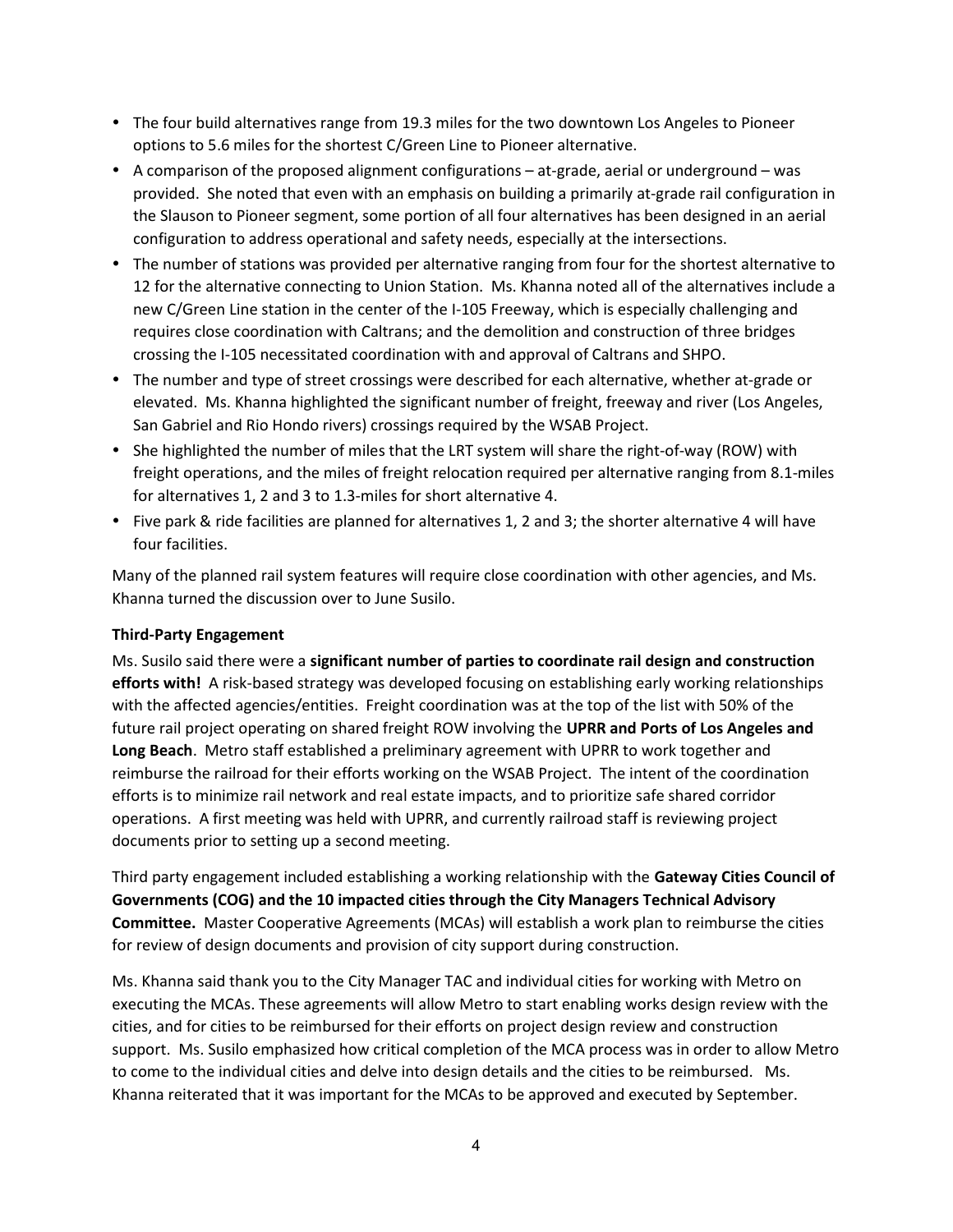- The four build alternatives range from 19.3 miles for the two downtown Los Angeles to Pioneer options to 5.6 miles for the shortest C/Green Line to Pioneer alternative.
- A comparison of the proposed alignment configurations – at-grade, aerial or underground – was provided. She noted that even with an emphasis on building a primarily at-grade rail configuration in the Slauson to Pioneer segment, some portion of all four alternatives has been designed in an aerial configuration to address operational and safety needs, especially at the intersections.
- The number of stations was provided per alternative ranging from four for the shortest alternative to 12 for the alternative connecting to Union Station. Ms. Khanna noted all of the alternatives include a new C/Green Line station in the center of the I-105 Freeway, which is especially challenging and requires close coordination with Caltrans; and the demolition and construction of three bridges crossing the I-105 necessitated coordination with and approval of Caltrans and SHPO.
- The number and type of street crossings were described for each alternative, whether at-grade or elevated. Ms. Khanna highlighted the significant number of freight, freeway and river (Los Angeles, San Gabriel and Rio Hondo rivers) crossings required by the WSAB Project.
- She highlighted the number of miles that the LRT system will share the right-of-way (ROW) with freight operations, and the miles of freight relocation required per alternative ranging from 8.1-miles for alternatives 1, 2 and 3 to 1.3-miles for short alternative 4.
- Five park & ride facilities are planned for alternatives 1, 2 and 3; the shorter alternative 4 will have four facilities.

Many of the planned rail system features will require close coordination with other agencies, and Ms. Khanna turned the discussion over to June Susilo.

**Third-Party Engagement**

Ms. Susilo said there were a **significant number of parties to coordinate rail design and construction efforts with!** A risk-based strategy was developed focusing on establishing early working relationships with the affected agencies/entities. Freight coordination was at the top of the list with 50% of the future rail project operating on shared freight ROW involving the **UPRR and Ports of Los Angeles and Long Beach**. Metro staff established a preliminary agreement with UPRR to work together and reimburse the railroad for their efforts working on the WSAB Project. The intent of the coordination efforts is to minimize rail network and real estate impacts, and to prioritize safe shared corridor operations. A first meeting was held with UPRR, and currently railroad staff is reviewing project documents prior to setting up a second meeting.

Third party engagement included establishing a working relationship with the **Gateway Cities Council of Governments (COG) and the 10 impacted cities through the City Managers Technical Advisory Committee.** Master Cooperative Agreements (MCAs) will establish a work plan to reimburse the cities for review of design documents and provision of city support during construction.

Ms. Khanna said thank you to the City Manager TAC and individual cities for working with Metro on executing the MCAs. These agreements will allow Metro to start enabling works design review with the cities, and for cities to be reimbursed for their efforts on project design review and construction support. Ms. Susilo emphasized how critical completion of the MCA process was in order to allow Metro to come to the individual cities and delve into design details and the cities to be reimbursed. Ms. Khanna reiterated that it was important for the MCAs to be approved and executed by September.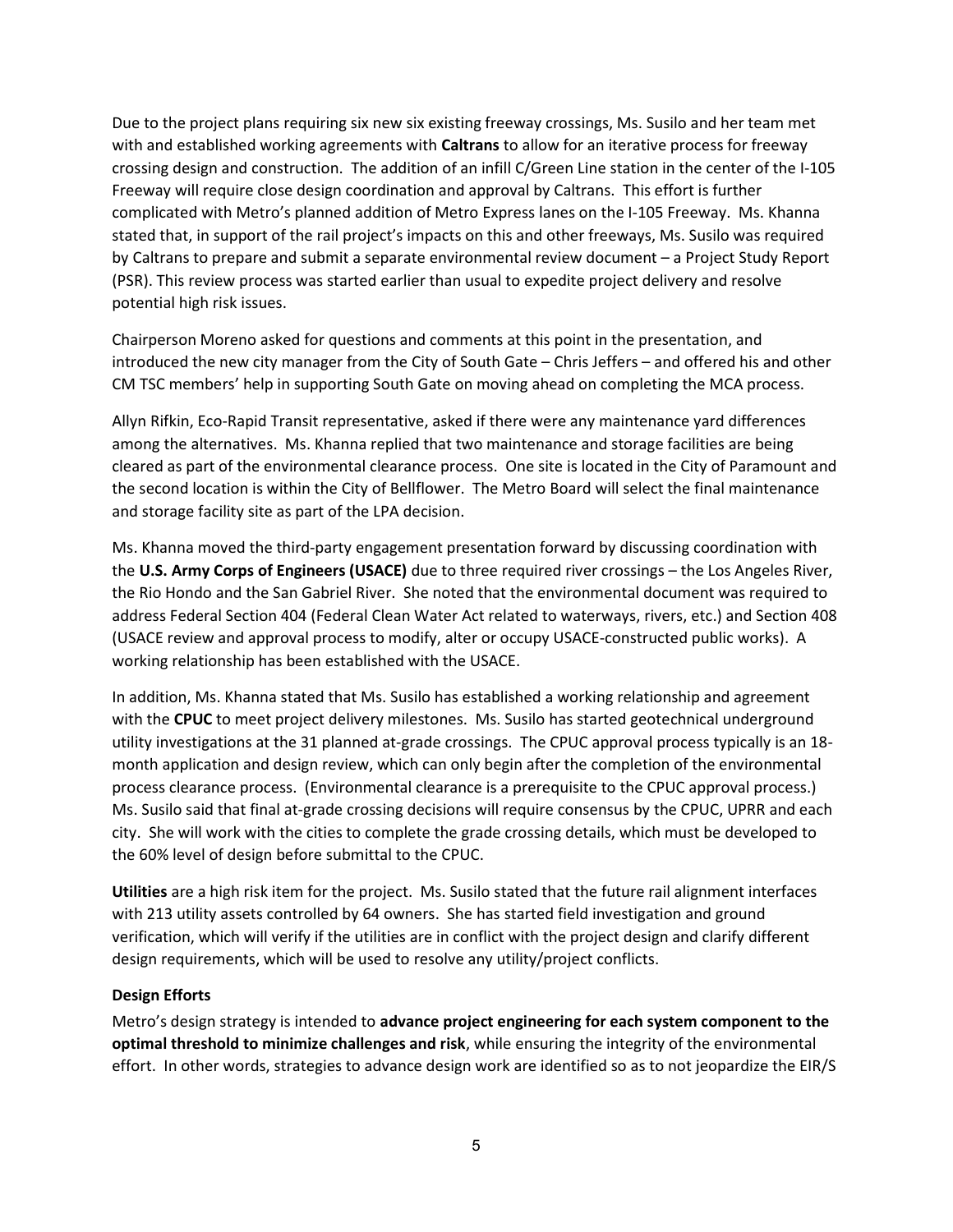Due to the project plans requiring six new six existing freeway crossings, Ms. Susilo and her team met with and established working agreements with **Caltrans** to allow for an iterative process for freeway crossing design and construction. The addition of an infill C/Green Line station in the center of the I-105 Freeway will require close design coordination and approval by Caltrans. This effort is further complicated with Metro's planned addition of Metro Express lanes on the I-105 Freeway. Ms. Khanna stated that, in support of the rail project's impacts on this and other freeways, Ms. Susilo was required by Caltrans to prepare and submit a separate environmental review document – a Project Study Report (PSR). This review process was started earlier than usual to expedite project delivery and resolve potential high risk issues.

Chairperson Moreno asked for questions and comments at this point in the presentation, and introduced the new city manager from the City of South Gate – Chris Jeffers – and offered his and other CM TSC members' help in supporting South Gate on moving ahead on completing the MCA process.

Allyn Rifkin, Eco-Rapid Transit representative, asked if there were any maintenance yard differences among the alternatives. Ms. Khanna replied that two maintenance and storage facilities are being cleared as part of the environmental clearance process. One site is located in the City of Paramount and the second location is within the City of Bellflower. The Metro Board will select the final maintenance and storage facility site as part of the LPA decision.

Ms. Khanna moved the third-party engagement presentation forward by discussing coordination with the **U.S. Army Corps of Engineers (USACE)** due to three required river crossings – the Los Angeles River, the Rio Hondo and the San Gabriel River. She noted that the environmental document was required to address Federal Section 404 (Federal Clean Water Act related to waterways, rivers, etc.) and Section 408 (USACE review and approval process to modify, alter or occupy USACE-constructed public works). A working relationship has been established with the USACE.

In addition, Ms. Khanna stated that Ms. Susilo has established a working relationship and agreement with the **CPUC** to meet project delivery milestones. Ms. Susilo has started geotechnical underground utility investigations at the 31 planned at-grade crossings. The CPUC approval process typically is an 18-month application and design review, which can only begin after the completion of the environmental process clearance process. (Environmental clearance is a prerequisite to the CPUC approval process.) Ms. Susilo said that final at-grade crossing decisions will require consensus by the CPUC, UPRR and each city. She will work with the cities to complete the grade crossing details, which must be developed to the 60% level of design before submittal to the CPUC.

**Utilities** are a high risk item for the project. Ms. Susilo stated that the future rail alignment interfaces with 213 utility assets controlled by 64 owners. She has started field investigation and ground verification, which will verify if the utilities are in conflict with the project design and clarify different design requirements, which will be used to resolve any utility/project conflicts.

**Design Efforts**

Metro's design strategy is intended to **advance project engineering for each system component to the optimal threshold to minimize challenges and risk**, while ensuring the integrity of the environmental effort. In other words, strategies to advance design work are identified so as to not jeopardize the EIR/S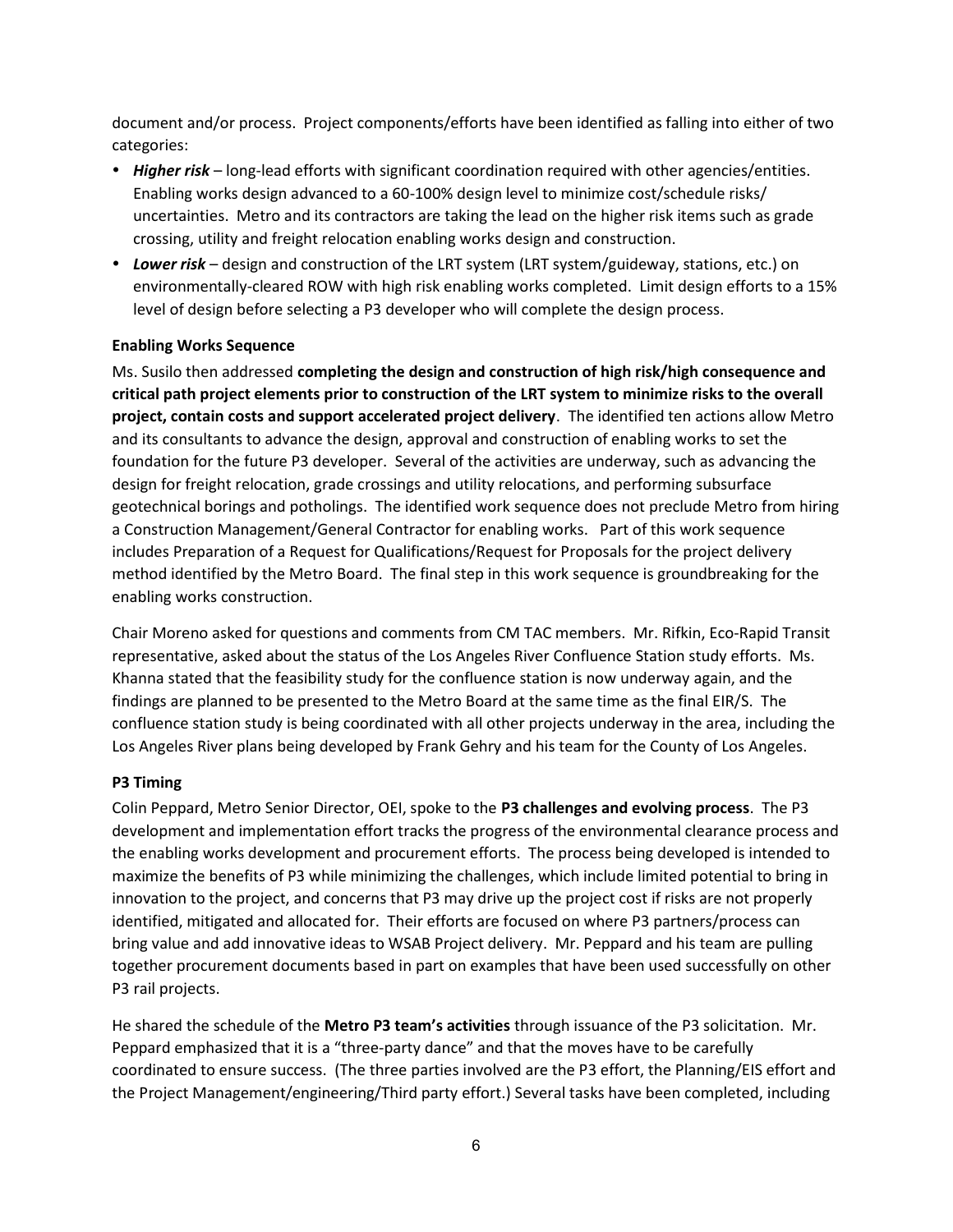document and/or process. Project components/efforts have been identified as falling into either of two categories:

- ***Higher risk*** – long-lead efforts with significant coordination required with other agencies/entities. Enabling works design advanced to a 60-100% design level to minimize cost/schedule risks/ uncertainties. Metro and its contractors are taking the lead on the higher risk items such as grade crossing, utility and freight relocation enabling works design and construction.
- ***Lower risk*** – design and construction of the LRT system (LRT system/guideway, stations, etc.) on environmentally-cleared ROW with high risk enabling works completed. Limit design efforts to a 15% level of design before selecting a P3 developer who will complete the design process.

**Enabling Works Sequence**

Ms. Susilo then addressed **completing the design and construction of high risk/high consequence and critical path project elements prior to construction of the LRT system to minimize risks to the overall project, contain costs and support accelerated project delivery**. The identified ten actions allow Metro and its consultants to advance the design, approval and construction of enabling works to set the foundation for the future P3 developer. Several of the activities are underway, such as advancing the design for freight relocation, grade crossings and utility relocations, and performing subsurface geotechnical borings and potholings. The identified work sequence does not preclude Metro from hiring a Construction Management/General Contractor for enabling works. Part of this work sequence includes Preparation of a Request for Qualifications/Request for Proposals for the project delivery method identified by the Metro Board. The final step in this work sequence is groundbreaking for the enabling works construction.

Chair Moreno asked for questions and comments from CM TAC members. Mr. Rifkin, Eco-Rapid Transit representative, asked about the status of the Los Angeles River Confluence Station study efforts. Ms. Khanna stated that the feasibility study for the confluence station is now underway again, and the findings are planned to be presented to the Metro Board at the same time as the final EIR/S. The confluence station study is being coordinated with all other projects underway in the area, including the Los Angeles River plans being developed by Frank Gehry and his team for the County of Los Angeles.

**P3 Timing**

Colin Peppard, Metro Senior Director, OEI, spoke to the **P3 challenges and evolving process**. The P3 development and implementation effort tracks the progress of the environmental clearance process and the enabling works development and procurement efforts. The process being developed is intended to maximize the benefits of P3 while minimizing the challenges, which include limited potential to bring in innovation to the project, and concerns that P3 may drive up the project cost if risks are not properly identified, mitigated and allocated for. Their efforts are focused on where P3 partners/process can bring value and add innovative ideas to WSAB Project delivery. Mr. Peppard and his team are pulling together procurement documents based in part on examples that have been used successfully on other P3 rail projects.

He shared the schedule of the **Metro P3 team's activities** through issuance of the P3 solicitation. Mr. Peppard emphasized that it is a "three-party dance" and that the moves have to be carefully coordinated to ensure success. (The three parties involved are the P3 effort, the Planning/EIS effort and the Project Management/engineering/Third party effort.) Several tasks have been completed, including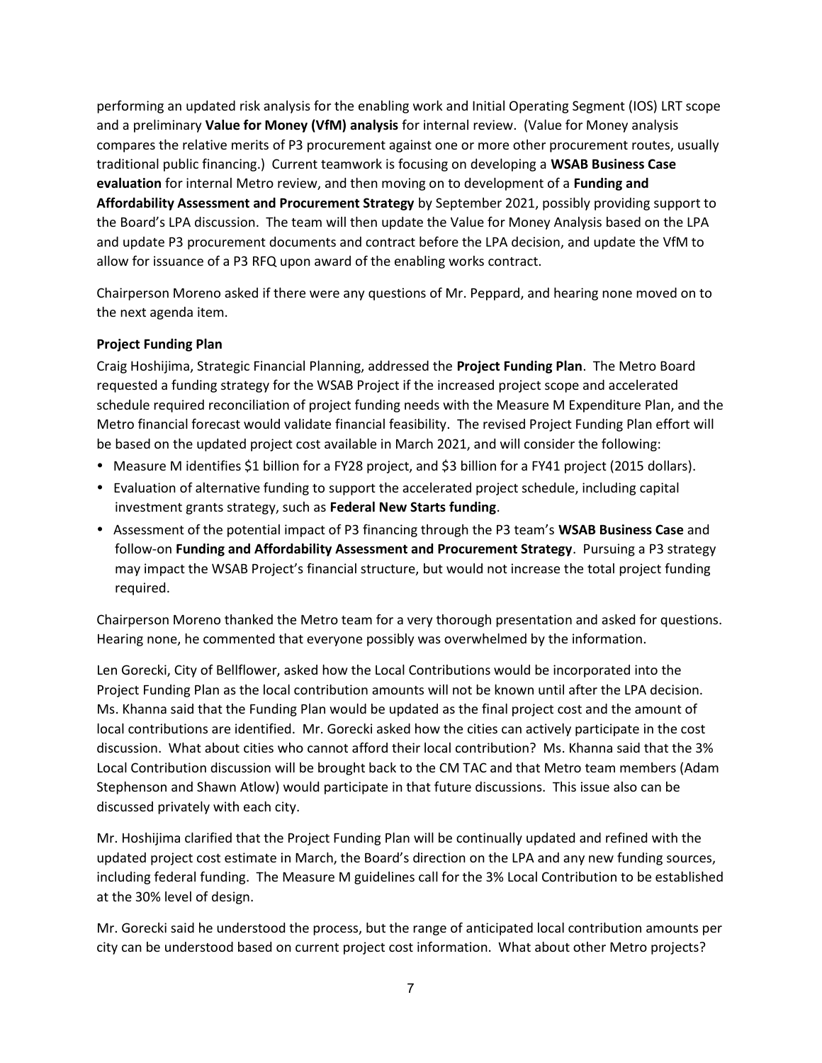performing an updated risk analysis for the enabling work and Initial Operating Segment (IOS) LRT scope and a preliminary **Value for Money (VfM) analysis** for internal review. (Value for Money analysis compares the relative merits of P3 procurement against one or more other procurement routes, usually traditional public financing.) Current teamwork is focusing on developing a **WSAB Business Case evaluation** for internal Metro review, and then moving on to development of a **Funding and Affordability Assessment and Procurement Strategy** by September 2021, possibly providing support to the Board's LPA discussion. The team will then update the Value for Money Analysis based on the LPA and update P3 procurement documents and contract before the LPA decision, and update the VfM to allow for issuance of a P3 RFQ upon award of the enabling works contract.

Chairperson Moreno asked if there were any questions of Mr. Peppard, and hearing none moved on to the next agenda item.

**Project Funding Plan**

Craig Hoshijima, Strategic Financial Planning, addressed the **Project Funding Plan**. The Metro Board requested a funding strategy for the WSAB Project if the increased project scope and accelerated schedule required reconciliation of project funding needs with the Measure M Expenditure Plan, and the Metro financial forecast would validate financial feasibility. The revised Project Funding Plan effort will be based on the updated project cost available in March 2021, and will consider the following:

- Measure M identifies $1 billion for a FY28 project, and $3 billion for a FY41 project (2015 dollars).
- Evaluation of alternative funding to support the accelerated project schedule, including capital investment grants strategy, such as **Federal New Starts funding**.
- Assessment of the potential impact of P3 financing through the P3 team's **WSAB Business Case** and follow-on **Funding and Affordability Assessment and Procurement Strategy**. Pursuing a P3 strategy may impact the WSAB Project's financial structure, but would not increase the total project funding required.

Chairperson Moreno thanked the Metro team for a very thorough presentation and asked for questions. Hearing none, he commented that everyone possibly was overwhelmed by the information.

Len Gorecki, City of Bellflower, asked how the Local Contributions would be incorporated into the Project Funding Plan as the local contribution amounts will not be known until after the LPA decision. Ms. Khanna said that the Funding Plan would be updated as the final project cost and the amount of local contributions are identified. Mr. Gorecki asked how the cities can actively participate in the cost discussion. What about cities who cannot afford their local contribution? Ms. Khanna said that the 3% Local Contribution discussion will be brought back to the CM TAC and that Metro team members (Adam Stephenson and Shawn Atlow) would participate in that future discussions. This issue also can be discussed privately with each city.

Mr. Hoshijima clarified that the Project Funding Plan will be continually updated and refined with the updated project cost estimate in March, the Board's direction on the LPA and any new funding sources, including federal funding. The Measure M guidelines call for the 3% Local Contribution to be established at the 30% level of design.

Mr. Gorecki said he understood the process, but the range of anticipated local contribution amounts per city can be understood based on current project cost information. What about other Metro projects?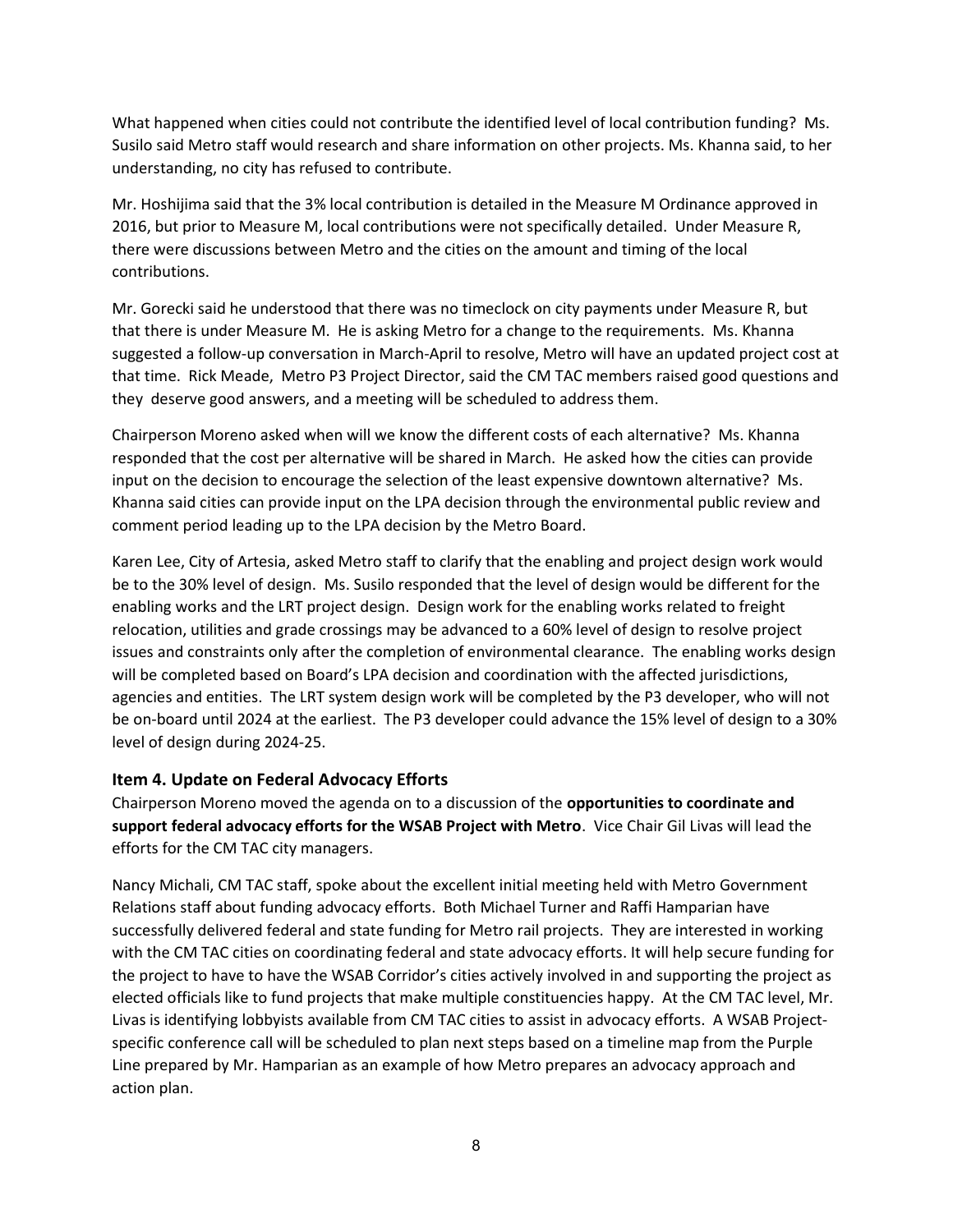What happened when cities could not contribute the identified level of local contribution funding? Ms. Susilo said Metro staff would research and share information on other projects. Ms. Khanna said, to her understanding, no city has refused to contribute.

Mr. Hoshijima said that the 3% local contribution is detailed in the Measure M Ordinance approved in 2016, but prior to Measure M, local contributions were not specifically detailed. Under Measure R, there were discussions between Metro and the cities on the amount and timing of the local contributions.

Mr. Gorecki said he understood that there was no timeclock on city payments under Measure R, but that there is under Measure M. He is asking Metro for a change to the requirements. Ms. Khanna suggested a follow-up conversation in March-April to resolve, Metro will have an updated project cost at that time. Rick Meade, Metro P3 Project Director, said the CM TAC members raised good questions and they deserve good answers, and a meeting will be scheduled to address them.

Chairperson Moreno asked when will we know the different costs of each alternative? Ms. Khanna responded that the cost per alternative will be shared in March. He asked how the cities can provide input on the decision to encourage the selection of the least expensive downtown alternative? Ms. Khanna said cities can provide input on the LPA decision through the environmental public review and comment period leading up to the LPA decision by the Metro Board.

Karen Lee, City of Artesia, asked Metro staff to clarify that the enabling and project design work would be to the 30% level of design. Ms. Susilo responded that the level of design would be different for the enabling works and the LRT project design. Design work for the enabling works related to freight relocation, utilities and grade crossings may be advanced to a 60% level of design to resolve project issues and constraints only after the completion of environmental clearance. The enabling works design will be completed based on Board's LPA decision and coordination with the affected jurisdictions, agencies and entities. The LRT system design work will be completed by the P3 developer, who will not be on-board until 2024 at the earliest. The P3 developer could advance the 15% level of design to a 30% level of design during 2024-25.

### Item 4. Update on Federal Advocacy Efforts

Chairperson Moreno moved the agenda on to a discussion of the **opportunities to coordinate and support federal advocacy efforts for the WSAB Project with Metro**. Vice Chair Gil Livas will lead the efforts for the CM TAC city managers.

Nancy Michali, CM TAC staff, spoke about the excellent initial meeting held with Metro Government Relations staff about funding advocacy efforts. Both Michael Turner and Raffi Hamparian have successfully delivered federal and state funding for Metro rail projects. They are interested in working with the CM TAC cities on coordinating federal and state advocacy efforts. It will help secure funding for the project to have to have the WSAB Corridor's cities actively involved in and supporting the project as elected officials like to fund projects that make multiple constituencies happy. At the CM TAC level, Mr. Livas is identifying lobbyists available from CM TAC cities to assist in advocacy efforts. A WSAB Project-specific conference call will be scheduled to plan next steps based on a timeline map from the Purple Line prepared by Mr. Hamparian as an example of how Metro prepares an advocacy approach and action plan.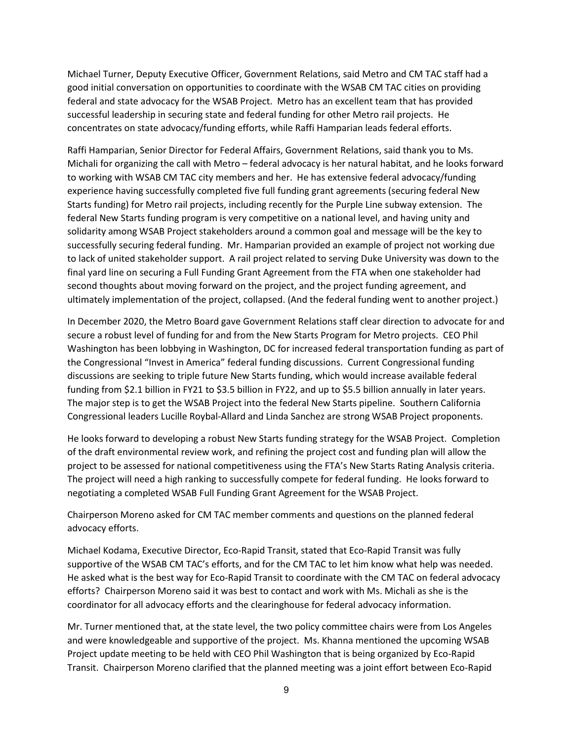Michael Turner, Deputy Executive Officer, Government Relations, said Metro and CM TAC staff had a good initial conversation on opportunities to coordinate with the WSAB CM TAC cities on providing federal and state advocacy for the WSAB Project. Metro has an excellent team that has provided successful leadership in securing state and federal funding for other Metro rail projects. He concentrates on state advocacy/funding efforts, while Raffi Hamparian leads federal efforts.

Raffi Hamparian, Senior Director for Federal Affairs, Government Relations, said thank you to Ms. Michali for organizing the call with Metro – federal advocacy is her natural habitat, and he looks forward to working with WSAB CM TAC city members and her. He has extensive federal advocacy/funding experience having successfully completed five full funding grant agreements (securing federal New Starts funding) for Metro rail projects, including recently for the Purple Line subway extension. The federal New Starts funding program is very competitive on a national level, and having unity and solidarity among WSAB Project stakeholders around a common goal and message will be the key to successfully securing federal funding. Mr. Hamparian provided an example of project not working due to lack of united stakeholder support. A rail project related to serving Duke University was down to the final yard line on securing a Full Funding Grant Agreement from the FTA when one stakeholder had second thoughts about moving forward on the project, and the project funding agreement, and ultimately implementation of the project, collapsed. (And the federal funding went to another project.)

In December 2020, the Metro Board gave Government Relations staff clear direction to advocate for and secure a robust level of funding for and from the New Starts Program for Metro projects. CEO Phil Washington has been lobbying in Washington, DC for increased federal transportation funding as part of the Congressional "Invest in America" federal funding discussions. Current Congressional funding discussions are seeking to triple future New Starts funding, which would increase available federal funding from $2.1 billion in FY21 to $3.5 billion in FY22, and up to $5.5 billion annually in later years. The major step is to get the WSAB Project into the federal New Starts pipeline. Southern California Congressional leaders Lucille Roybal-Allard and Linda Sanchez are strong WSAB Project proponents.

He looks forward to developing a robust New Starts funding strategy for the WSAB Project. Completion of the draft environmental review work, and refining the project cost and funding plan will allow the project to be assessed for national competitiveness using the FTA's New Starts Rating Analysis criteria. The project will need a high ranking to successfully compete for federal funding. He looks forward to negotiating a completed WSAB Full Funding Grant Agreement for the WSAB Project.

Chairperson Moreno asked for CM TAC member comments and questions on the planned federal advocacy efforts.

Michael Kodama, Executive Director, Eco-Rapid Transit, stated that Eco-Rapid Transit was fully supportive of the WSAB CM TAC's efforts, and for the CM TAC to let him know what help was needed. He asked what is the best way for Eco-Rapid Transit to coordinate with the CM TAC on federal advocacy efforts? Chairperson Moreno said it was best to contact and work with Ms. Michali as she is the coordinator for all advocacy efforts and the clearinghouse for federal advocacy information.

Mr. Turner mentioned that, at the state level, the two policy committee chairs were from Los Angeles and were knowledgeable and supportive of the project. Ms. Khanna mentioned the upcoming WSAB Project update meeting to be held with CEO Phil Washington that is being organized by Eco-Rapid Transit. Chairperson Moreno clarified that the planned meeting was a joint effort between Eco-Rapid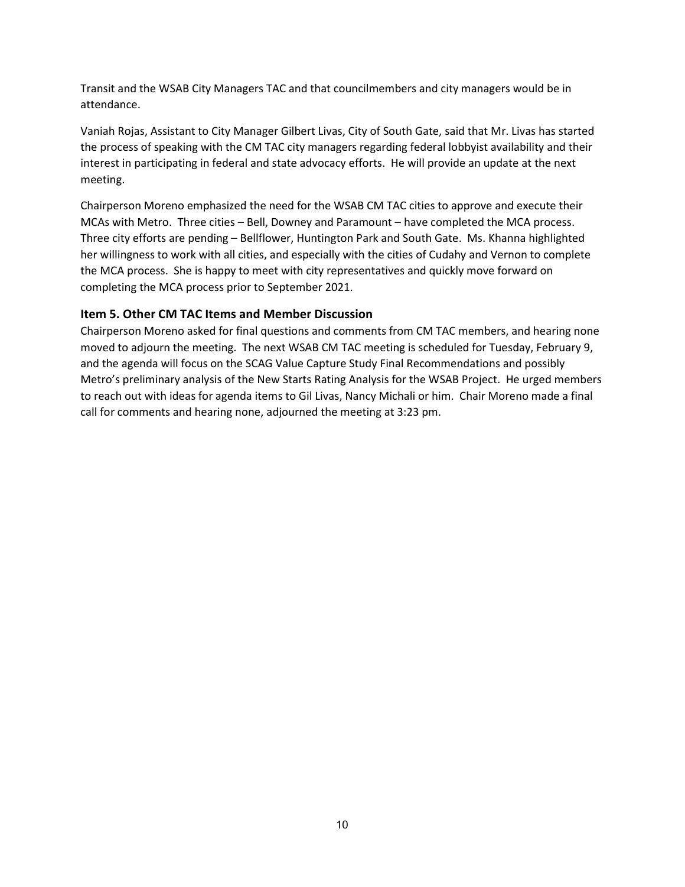Transit and the WSAB City Managers TAC and that councilmembers and city managers would be in attendance.

Vaniah Rojas, Assistant to City Manager Gilbert Livas, City of South Gate, said that Mr. Livas has started the process of speaking with the CM TAC city managers regarding federal lobbyist availability and their interest in participating in federal and state advocacy efforts. He will provide an update at the next meeting.

Chairperson Moreno emphasized the need for the WSAB CM TAC cities to approve and execute their MCAs with Metro. Three cities – Bell, Downey and Paramount – have completed the MCA process. Three city efforts are pending – Bellflower, Huntington Park and South Gate. Ms. Khanna highlighted her willingness to work with all cities, and especially with the cities of Cudahy and Vernon to complete the MCA process. She is happy to meet with city representatives and quickly move forward on completing the MCA process prior to September 2021.

### Item 5. Other CM TAC Items and Member Discussion

Chairperson Moreno asked for final questions and comments from CM TAC members, and hearing none moved to adjourn the meeting. The next WSAB CM TAC meeting is scheduled for Tuesday, February 9, and the agenda will focus on the SCAG Value Capture Study Final Recommendations and possibly Metro's preliminary analysis of the New Starts Rating Analysis for the WSAB Project. He urged members to reach out with ideas for agenda items to Gil Livas, Nancy Michali or him. Chair Moreno made a final call for comments and hearing none, adjourned the meeting at 3:23 pm.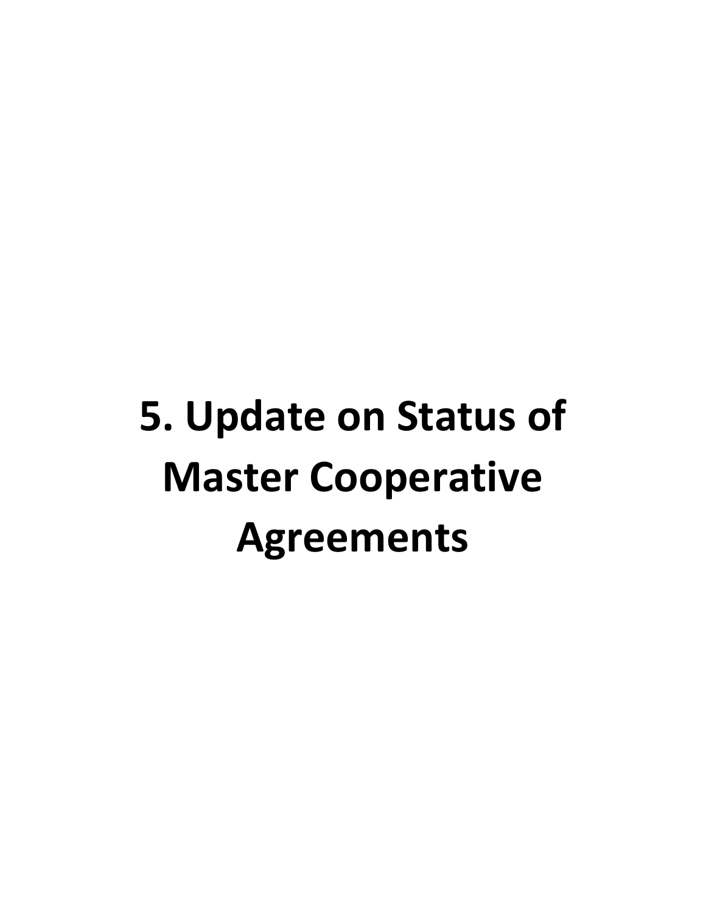# 5. Update on Status of Master Cooperative Agreements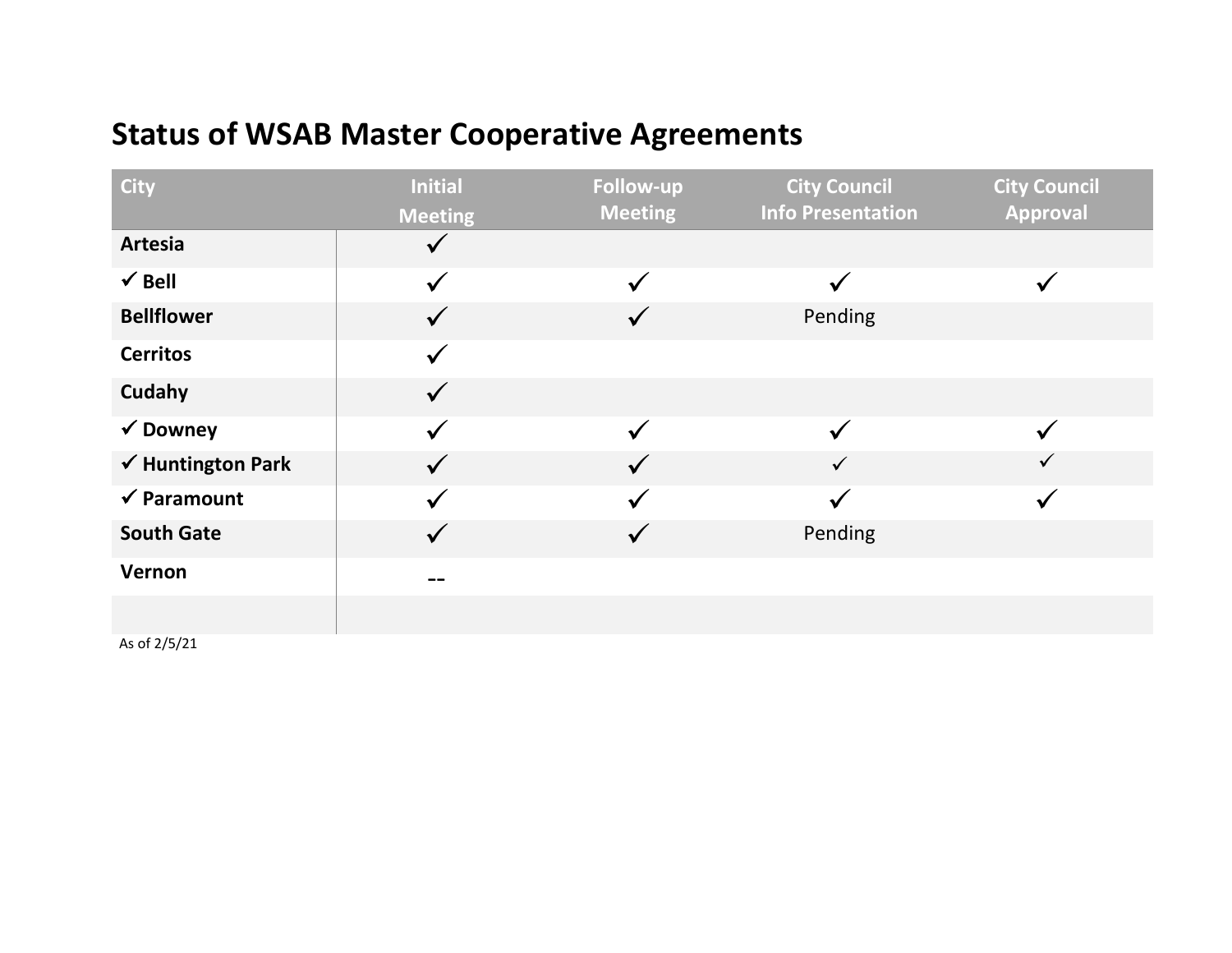# Status of WSAB Master Cooperative Agreements

| City | Initial Meeting | Follow-up Meeting | City Council Info Presentation | City Council Approval |
|---|---|---|---|---|
| **Artesia** | ✓ | | | |
| **✓ Bell** | ✓ | ✓ | ✓ | ✓ |
| **Bellflower** | ✓ | ✓ | Pending | |
| **Cerritos** | ✓ | | | |
| **Cudahy** | ✓ | | | |
| **✓ Downey** | ✓ | ✓ | ✓ | ✓ |
| **✓ Huntington Park** | ✓ | ✓ | ✓ | ✓ |
| **✓ Paramount** | ✓ | ✓ | ✓ | ✓ |
| **South Gate** | ✓ | ✓ | Pending | |
| **Vernon** | -- | | | |
| | | | | |

As of 2/5/21